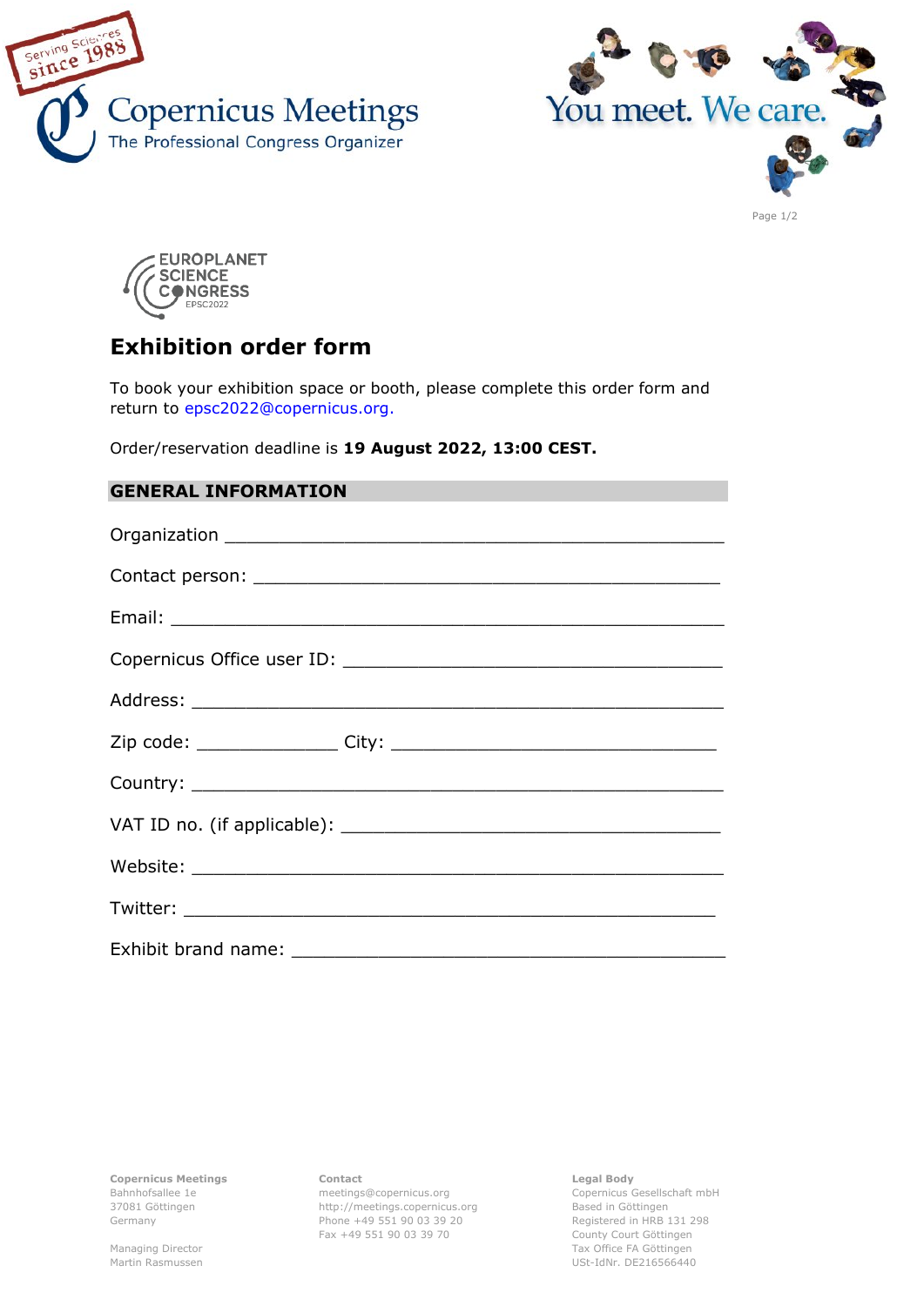Copernicus Meetings
The Professional Congress Organizer

Serving Sciences since 1988

You meet. We care.

EUROPLANET SCIENCE CONGRESS EPSC2022

# Exhibition order form

To book your exhibition space or booth, please complete this order form and return to epsc2022@copernicus.org.

Order/reservation deadline is **19 August 2022, 13:00 CEST.**

## GENERAL INFORMATION

Organization ______________________________________________

Contact person: ____________________________________________

Email: ___________________________________________________

Copernicus Office user ID: ___________________________________

Address: _________________________________________________

Zip code: _____________ City: _______________________________

Country: _________________________________________________

VAT ID no. (if applicable): ___________________________________

Website: _________________________________________________

Twitter: _________________________________________________

Exhibit brand name: ________________________________________

**Copernicus Meetings**
Bahnhofsallee 1e
37081 Göttingen
Germany

Managing Director
Martin Rasmussen

**Contact**
meetings@copernicus.org
http://meetings.copernicus.org
Phone +49 551 90 03 39 20
Fax +49 551 90 03 39 70

**Legal Body**
Copernicus Gesellschaft mbH
Based in Göttingen
Registered in HRB 131 298
County Court Göttingen
Tax Office FA Göttingen
USt-IdNr. DE216566440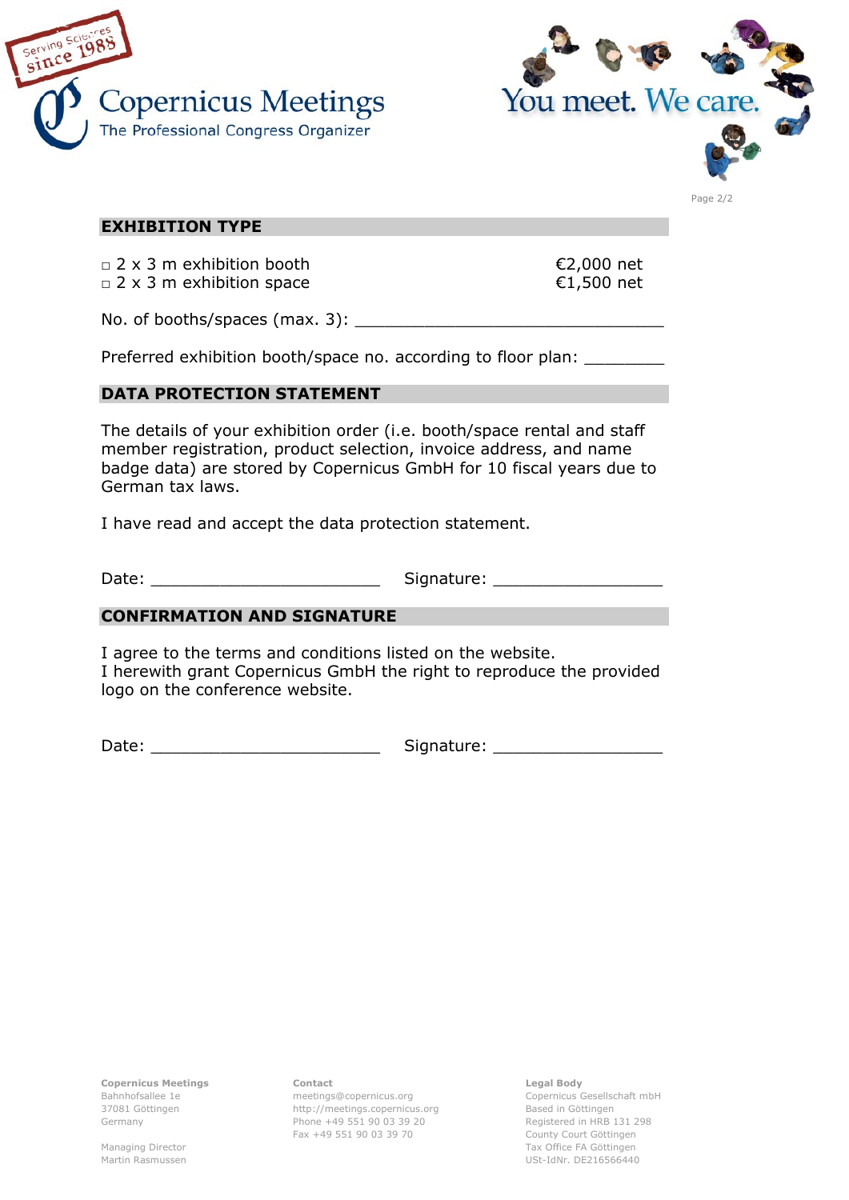## EXHIBITION TYPE

| | |
|---|---|
| □ 2 x 3 m exhibition booth | €2,000 net |
| □ 2 x 3 m exhibition space | €1,500 net |

No. of booths/spaces (max. 3): ________________________________

Preferred exhibition booth/space no. according to floor plan: ________

## DATA PROTECTION STATEMENT

The details of your exhibition order (i.e. booth/space rental and staff member registration, product selection, invoice address, and name badge data) are stored by Copernicus GmbH for 10 fiscal years due to German tax laws.

I have read and accept the data protection statement.

Date: ________________________ Signature: __________________

## CONFIRMATION AND SIGNATURE

I agree to the terms and conditions listed on the website.
I herewith grant Copernicus GmbH the right to reproduce the provided logo on the conference website.

Date: ________________________ Signature: __________________

**Copernicus Meetings**
Bahnhofsallee 1e
37081 Göttingen
Germany

Managing Director
Martin Rasmussen

**Contact**
meetings@copernicus.org
http://meetings.copernicus.org
Phone +49 551 90 03 39 20
Fax +49 551 90 03 39 70

**Legal Body**
Copernicus Gesellschaft mbH
Based in Göttingen
Registered in HRB 131 298
County Court Göttingen
Tax Office FA Göttingen
USt-IdNr. DE216566440